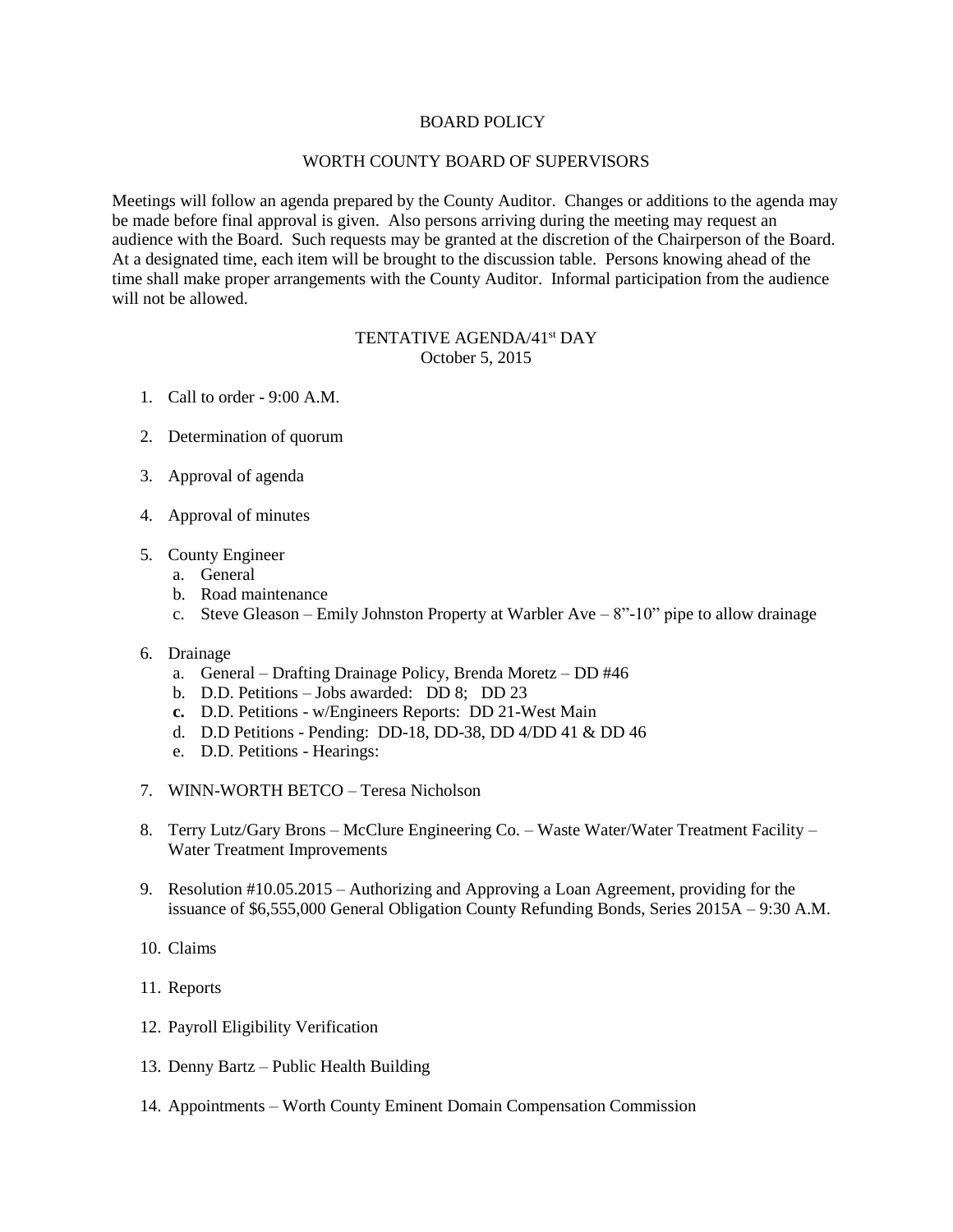# BOARD POLICY

## WORTH COUNTY BOARD OF SUPERVISORS

Meetings will follow an agenda prepared by the County Auditor. Changes or additions to the agenda may be made before final approval is given. Also persons arriving during the meeting may request an audience with the Board. Such requests may be granted at the discretion of the Chairperson of the Board. At a designated time, each item will be brought to the discussion table. Persons knowing ahead of the time shall make proper arrangements with the County Auditor. Informal participation from the audience will not be allowed.

## TENTATIVE AGENDA/41st DAY
October 5, 2015

1. Call to order - 9:00 A.M.

2. Determination of quorum

3. Approval of agenda

4. Approval of minutes

5. County Engineer
   a. General
   b. Road maintenance
   c. Steve Gleason – Emily Johnston Property at Warbler Ave – 8"-10" pipe to allow drainage

6. Drainage
   a. General – Drafting Drainage Policy, Brenda Moretz – DD #46
   b. D.D. Petitions – Jobs awarded: DD 8; DD 23
   **c.** D.D. Petitions - w/Engineers Reports: DD 21-West Main
   d. D.D Petitions - Pending: DD-18, DD-38, DD 4/DD 41 & DD 46
   e. D.D. Petitions - Hearings:

7. WINN-WORTH BETCO – Teresa Nicholson

8. Terry Lutz/Gary Brons – McClure Engineering Co. – Waste Water/Water Treatment Facility – Water Treatment Improvements

9. Resolution #10.05.2015 – Authorizing and Approving a Loan Agreement, providing for the issuance of $6,555,000 General Obligation County Refunding Bonds, Series 2015A – 9:30 A.M.

10. Claims

11. Reports

12. Payroll Eligibility Verification

13. Denny Bartz – Public Health Building

14. Appointments – Worth County Eminent Domain Compensation Commission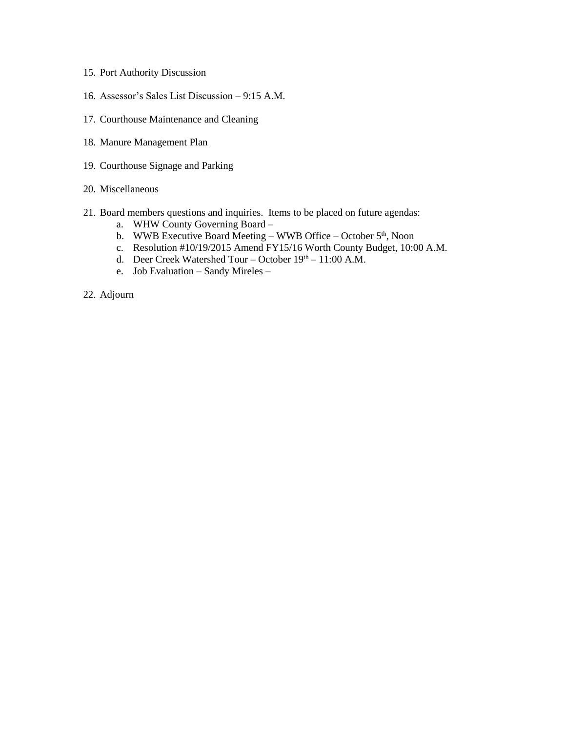15. Port Authority Discussion

16. Assessor's Sales List Discussion – 9:15 A.M.

17. Courthouse Maintenance and Cleaning

18. Manure Management Plan

19. Courthouse Signage and Parking

20. Miscellaneous

21. Board members questions and inquiries. Items to be placed on future agendas:
    a. WHW County Governing Board –
    b. WWB Executive Board Meeting – WWB Office – October 5th, Noon
    c. Resolution #10/19/2015 Amend FY15/16 Worth County Budget, 10:00 A.M.
    d. Deer Creek Watershed Tour – October 19th – 11:00 A.M.
    e. Job Evaluation – Sandy Mireles –

22. Adjourn